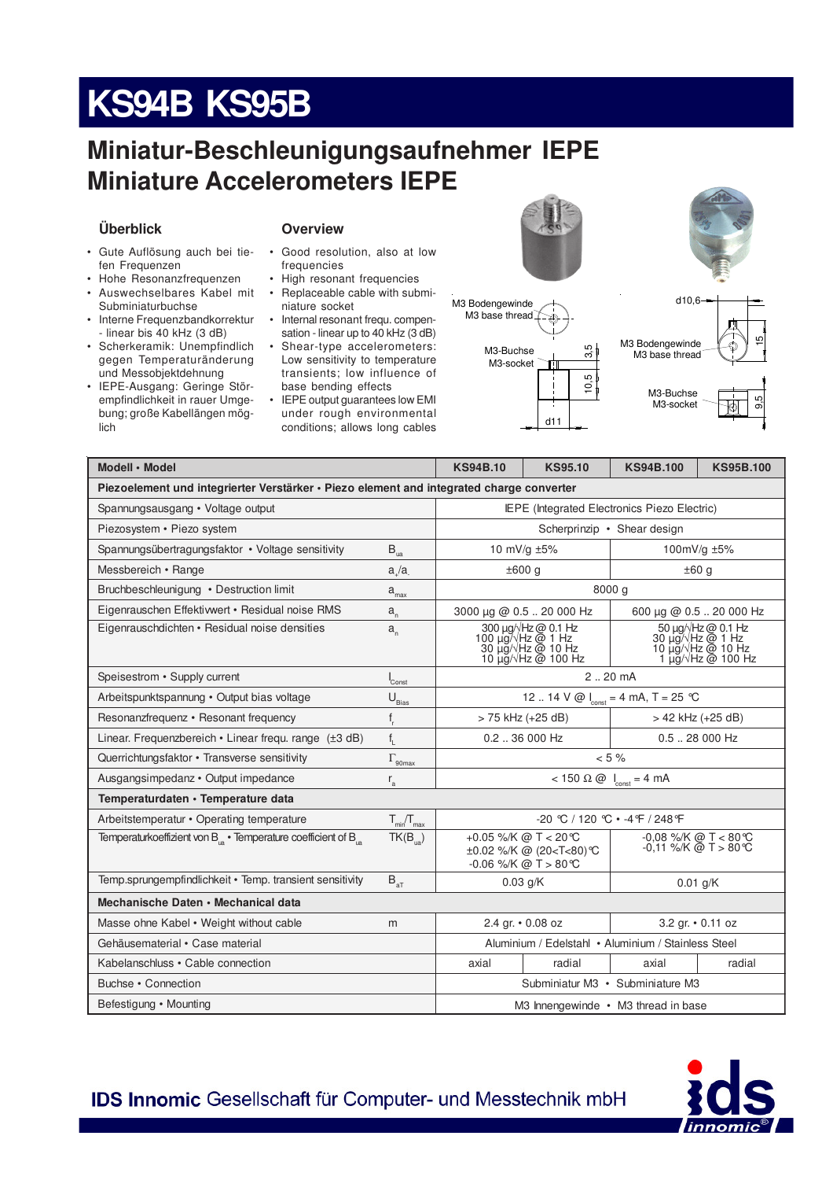# KS94B KS95B

## Miniatur-Beschleunigungsaufnehmer IEPE
## Miniature Accelerometers IEPE

### Überblick

- Gute Auflösung auch bei tiefen Frequenzen
- Hohe Resonanzfrequenzen
- Auswechselbares Kabel mit Subminiaturbuchse
- Interne Frequenzbandkorrektur - linear bis 40 kHz (3 dB)
- Scherkeramik: Unempfindlich gegen Temperaturänderung und Messobjektdehnung
- IEPE-Ausgang: Geringe Störempfindlichkeit in rauer Umgebung; große Kabellängen möglich

### Overview

- Good resolution, also at low frequencies
- High resonant frequencies
- Replaceable cable with subminiature socket
- Internal resonant frequ. compensation - linear up to 40 kHz (3 dB)
- Shear-type accelerometers: Low sensitivity to temperature transients; low influence of base bending effects
- IEPE output guarantees low EMI under rough environmental conditions; allows long cables

M3 Bodengewinde
M3 base thread

M3-Buchse
M3-socket

3,5 · 10,5 · d11

d10,6

M3 Bodengewinde
M3 base thread

M3-Buchse
M3-socket

15 · 9,5

| Modell • Model | | KS94B.10 | KS95.10 | KS94B.100 | KS95B.100 |
|---|---|---|---|---|---|
| **Piezoelement und integrierter Verstärker • Piezo element and integrated charge converter** | | | | | |
| Spannungsausgang • Voltage output | | IEPE (Integrated Electronics Piezo Electric) | | | |
| Piezosystem • Piezo system | | Scherprinzip • Shear design | | | |
| Spannungsübertragungsfaktor • Voltage sensitivity | $B_{ua}$ | 10 mV/g ±5% | | 100mV/g ±5% | |
| Messbereich • Range | $a_+/a_-$ | ±600 g | | ±60 g | |
| Bruchbeschleunigung • Destruction limit | $a_{max}$ | 8000 g | | | |
| Eigenrauschen Effektivwert • Residual noise RMS | $a_n$ | 3000 µg @ 0.5 .. 20 000 Hz | | 600 µg @ 0.5 .. 20 000 Hz | |
| Eigenrauschdichten • Residual noise densities | $a_n$ | 300 µg/√Hz @ 0.1 Hz<br>100 µg/√Hz @ 1 Hz<br>30 µg/√Hz @ 10 Hz<br>10 µg/√Hz @ 100 Hz | | 50 µg/√Hz @ 0.1 Hz<br>30 µg/√Hz @ 1 Hz<br>10 µg/√Hz @ 10 Hz<br>1 µg/√Hz @ 100 Hz | |
| Speisestrom • Supply current | $I_{Const}$ | 2 .. 20 mA | | | |
| Arbeitspunktspannung • Output bias voltage | $U_{Bias}$ | 12 .. 14 V @ $I_{const}$ = 4 mA, T = 25 °C | | | |
| Resonanzfrequenz • Resonant frequency | $f_r$ | > 75 kHz (+25 dB) | | > 42 kHz (+25 dB) | |
| Linear. Frequenzbereich • Linear frequ. range (±3 dB) | $f_L$ | 0.2 .. 36 000 Hz | | 0.5 .. 28 000 Hz | |
| Querrichtungsfaktor • Transverse sensitivity | $\Gamma_{90max}$ | < 5 % | | | |
| Ausgangsimpedanz • Output impedance | $r_a$ | < 150 Ω @ $I_{const}$ = 4 mA | | | |
| **Temperaturdaten • Temperature data** | | | | | |
| Arbeitstemperatur • Operating temperature | $T_{min}/T_{max}$ | -20 °C / 120 °C • -4 °F / 248 °F | | | |
| Temperaturkoeffizient von $B_{ua}$ • Temperature coefficient of $B_{ua}$ | $TK(B_{ua})$ | +0.05 %/K @ T < 20 °C<br>±0.02 %/K @ (20<T<80) °C<br>-0.06 %/K @ T > 80 °C | | -0,08 %/K @ T < 80 °C<br>-0,11 %/K @ T > 80 °C | |
| Temp.sprungempfindlichkeit • Temp. transient sensitivity | $B_{aT}$ | 0.03 g/K | | 0.01 g/K | |
| **Mechanische Daten • Mechanical data** | | | | | |
| Masse ohne Kabel • Weight without cable | m | 2.4 gr. • 0.08 oz | | 3.2 gr. • 0.11 oz | |
| Gehäusematerial • Case material | | Aluminium / Edelstahl • Aluminium / Stainless Steel | | | |
| Kabelanschluss • Cable connection | | axial | radial | axial | radial |
| Buchse • Connection | | Subminiatur M3 • Subminiature M3 | | | |
| Befestigung • Mounting | | M3 Innengewinde • M3 thread in base | | | |

**IDS Innomic** Gesellschaft für Computer- und Messtechnik mbH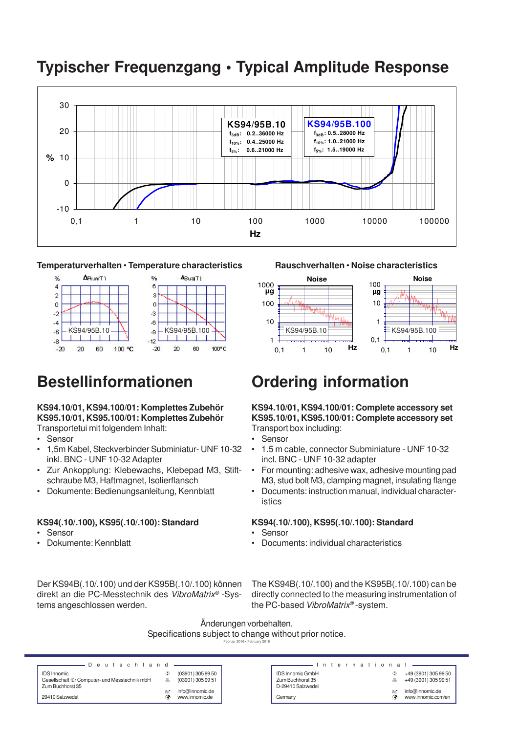# Typischer Frequenzgang • Typical Amplitude Response

30
20
% 10
0
-10
0,1 1 10 100 1000 10000 100000
Hz

**KS94/95B.10**
$f_{3dB}$: 0.2..36000 Hz
$f_{10\%}$: 0.4..25000 Hz
$f_{5\%}$: 0.6..21000 Hz

**KS94/95B.100**
$f_{3dB}$: 0.5..28000 Hz
$f_{10\%}$: 1.0..21000 Hz
$f_{5\%}$: 1.5..19000 Hz

**Temperaturverhalten • Temperature characteristics**

ΔBua(T)
%
4 2 0 -2 -4 -6 -8
-20 20 60 100 °C
KS94/95B.10

ΔBua(T)
%
6 3 0 -3 -6 -9 -12
-20 20 60 100°C
KS94/95B.100

**Rauschverhalten • Noise characteristics**

Noise
1000 µg
100
10
1
0,1 1 10 Hz
KS94/95B.10

Noise
100 µg
10
1
0,1
0,1 1 10 Hz
KS94/95B.100

## Bestellinformationen

**KS94.10/01, KS94.100/01: Komplettes Zubehör**
**KS95.10/01, KS95.100/01: Komplettes Zubehör**
Transportetui mit folgendem Inhalt:

- Sensor
- 1,5m Kabel, Steckverbinder Subminiatur- UNF 10-32 inkl. BNC - UNF 10-32 Adapter
- Zur Ankopplung: Klebewachs, Klebepad M3, Stiftschraube M3, Haftmagnet, Isolierflansch
- Dokumente: Bedienungsanleitung, Kennblatt

**KS94(.10/.100), KS95(.10/.100): Standard**

- Sensor
- Dokumente: Kennblatt

Der KS94B(.10/.100) und der KS95B(.10/.100) können direkt an die PC-Messtechnik des *VibroMatrix®* -Systems angeschlossen werden.

## Ordering information

**KS94.10/01, KS94.100/01: Complete accessory set**
**KS95.10/01, KS95.100/01: Complete accessory set**
Transport box including:

- Sensor
- 1.5 m cable, connector Subminiature - UNF 10-32 incl. BNC - UNF 10-32 adapter
- For mounting: adhesive wax, adhesive mounting pad M3, stud bolt M3, clamping magnet, insulating flange
- Documents: instruction manual, individual characteristics

**KS94(.10/.100), KS95(.10/.100): Standard**

- Sensor
- Documents: individual characteristics

The KS94B(.10/.100) and the KS95B(.10/.100) can be directly connected to the measuring instrumentation of the PC-based *VibroMatrix®* -system.

Änderungen vorbehalten.
Specifications subject to change without prior notice.
Februar 2016 • February 2016

**Deutschland**

IDS Innomic
Gesellschaft für Computer- und Messtechnik mbH
Zum Buchhorst 35
29410 Salzwedel

(03901) 305 99 50
(03901) 305 99 51
info@innomic.de
www.innomic.de

**International**

IDS Innomic GmbH
Zum Buchhorst 35
D-29410 Salzwedel
Germany

+49 (3901) 305 99 50
+49 (3901) 305 99 51
info@innomic.de
www.innomic.com/en